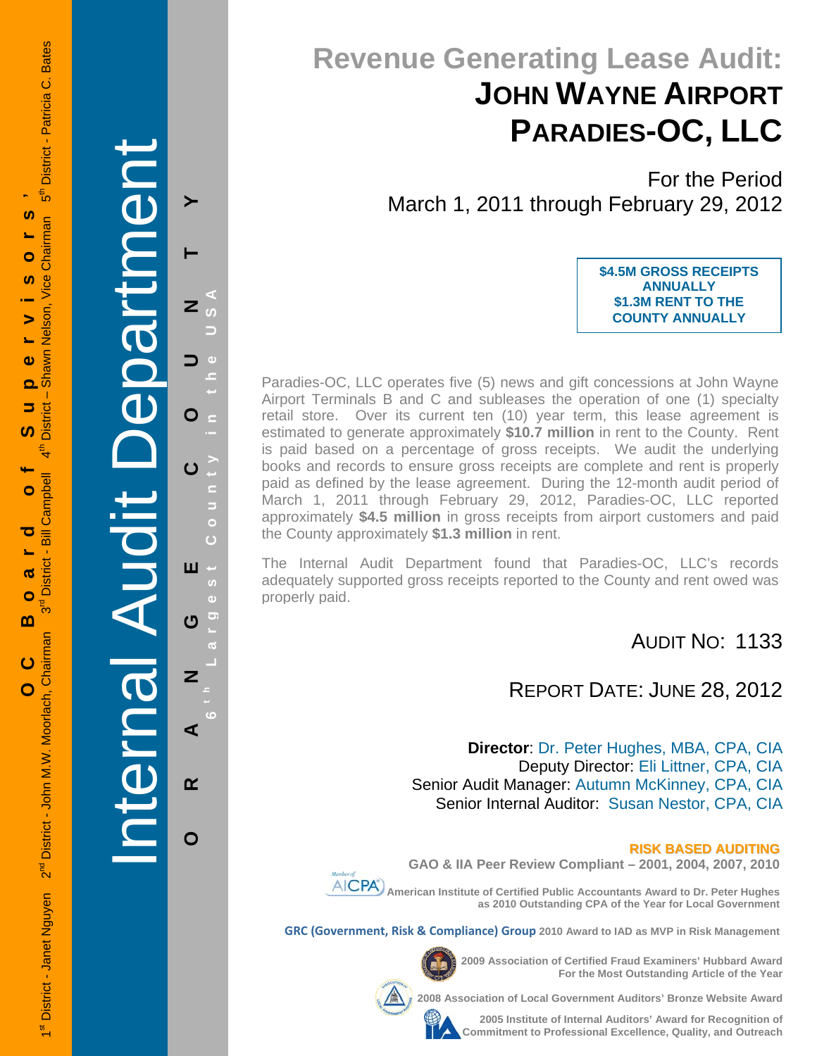OC Board of Supervisors'

1st District - Janet Nguyen   2nd District - John M.W. Moorlach, Chairman   3rd District - Bill Campbell   4th District – Shawn Nelson, Vice Chairman   5th District - Patricia C. Bates

Internal Audit Department

ORANGE COUNTY

6th Largest County in the USA

# Revenue Generating Lease Audit: JOHN WAYNE AIRPORT PARADIES-OC, LLC

For the Period
March 1, 2011 through February 29, 2012

**$4.5M GROSS RECEIPTS ANNUALLY**
**$1.3M RENT TO THE COUNTY ANNUALLY**

Paradies-OC, LLC operates five (5) news and gift concessions at John Wayne Airport Terminals B and C and subleases the operation of one (1) specialty retail store. Over its current ten (10) year term, this lease agreement is estimated to generate approximately **$10.7 million** in rent to the County. Rent is paid based on a percentage of gross receipts. We audit the underlying books and records to ensure gross receipts are complete and rent is properly paid as defined by the lease agreement. During the 12-month audit period of March 1, 2011 through February 29, 2012, Paradies-OC, LLC reported approximately **$4.5 million** in gross receipts from airport customers and paid the County approximately **$1.3 million** in rent.

The Internal Audit Department found that Paradies-OC, LLC's records adequately supported gross receipts reported to the County and rent owed was properly paid.

AUDIT NO: 1133

REPORT DATE: JUNE 28, 2012

**Director**: Dr. Peter Hughes, MBA, CPA, CIA
Deputy Director: Eli Littner, CPA, CIA
Senior Audit Manager: Autumn McKinney, CPA, CIA
Senior Internal Auditor: Susan Nestor, CPA, CIA

**RISK BASED AUDITING**

**GAO & IIA Peer Review Compliant – 2001, 2004, 2007, 2010**

**American Institute of Certified Public Accountants Award to Dr. Peter Hughes as 2010 Outstanding CPA of the Year for Local Government**

**GRC (Government, Risk & Compliance) Group** 2010 Award to IAD as MVP in Risk Management

**2009 Association of Certified Fraud Examiners' Hubbard Award For the Most Outstanding Article of the Year**

**2008 Association of Local Government Auditors' Bronze Website Award**

**2005 Institute of Internal Auditors' Award for Recognition of Commitment to Professional Excellence, Quality, and Outreach**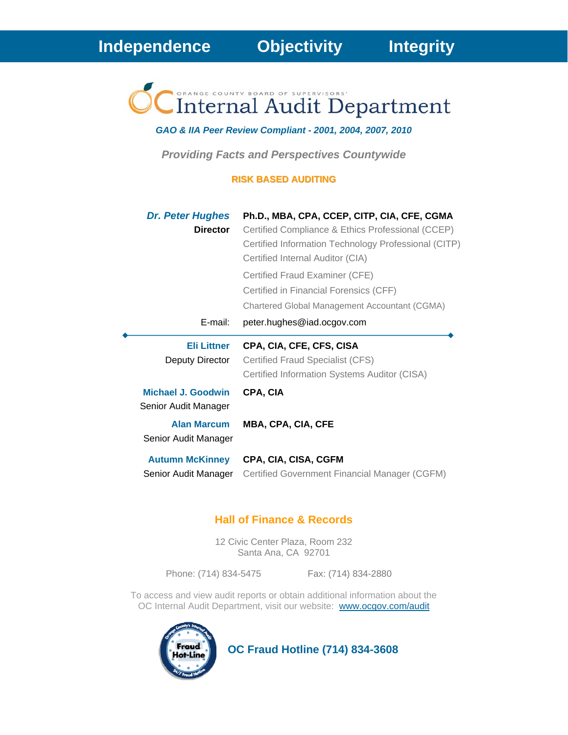**Independence** **Objectivity** **Integrity**

# Internal Audit Department

ORANGE COUNTY BOARD OF SUPERVISORS'

***GAO & IIA Peer Review Compliant - 2001, 2004, 2007, 2010***

***Providing Facts and Perspectives Countywide***

**RISK BASED AUDITING**

***Dr. Peter Hughes*** — **Ph.D., MBA, CPA, CCEP, CITP, CIA, CFE, CGMA**
**Director**

- Certified Compliance & Ethics Professional (CCEP)
- Certified Information Technology Professional (CITP)
- Certified Internal Auditor (CIA)
- Certified Fraud Examiner (CFE)
- Certified in Financial Forensics (CFF)
- Chartered Global Management Accountant (CGMA)

E-mail: peter.hughes@iad.ocgov.com

---

**Eli Littner** — **CPA, CIA, CFE, CFS, CISA**
Deputy Director

- Certified Fraud Specialist (CFS)
- Certified Information Systems Auditor (CISA)

**Michael J. Goodwin** — **CPA, CIA**
Senior Audit Manager

**Alan Marcum** — **MBA, CPA, CIA, CFE**
Senior Audit Manager

**Autumn McKinney** — **CPA, CIA, CISA, CGFM**
Senior Audit Manager

- Certified Government Financial Manager (CGFM)

## Hall of Finance & Records

12 Civic Center Plaza, Room 232
Santa Ana, CA 92701

Phone: (714) 834-5475 Fax: (714) 834-2880

To access and view audit reports or obtain additional information about the OC Internal Audit Department, visit our website: www.ocgov.com/audit

**OC Fraud Hotline (714) 834-3608**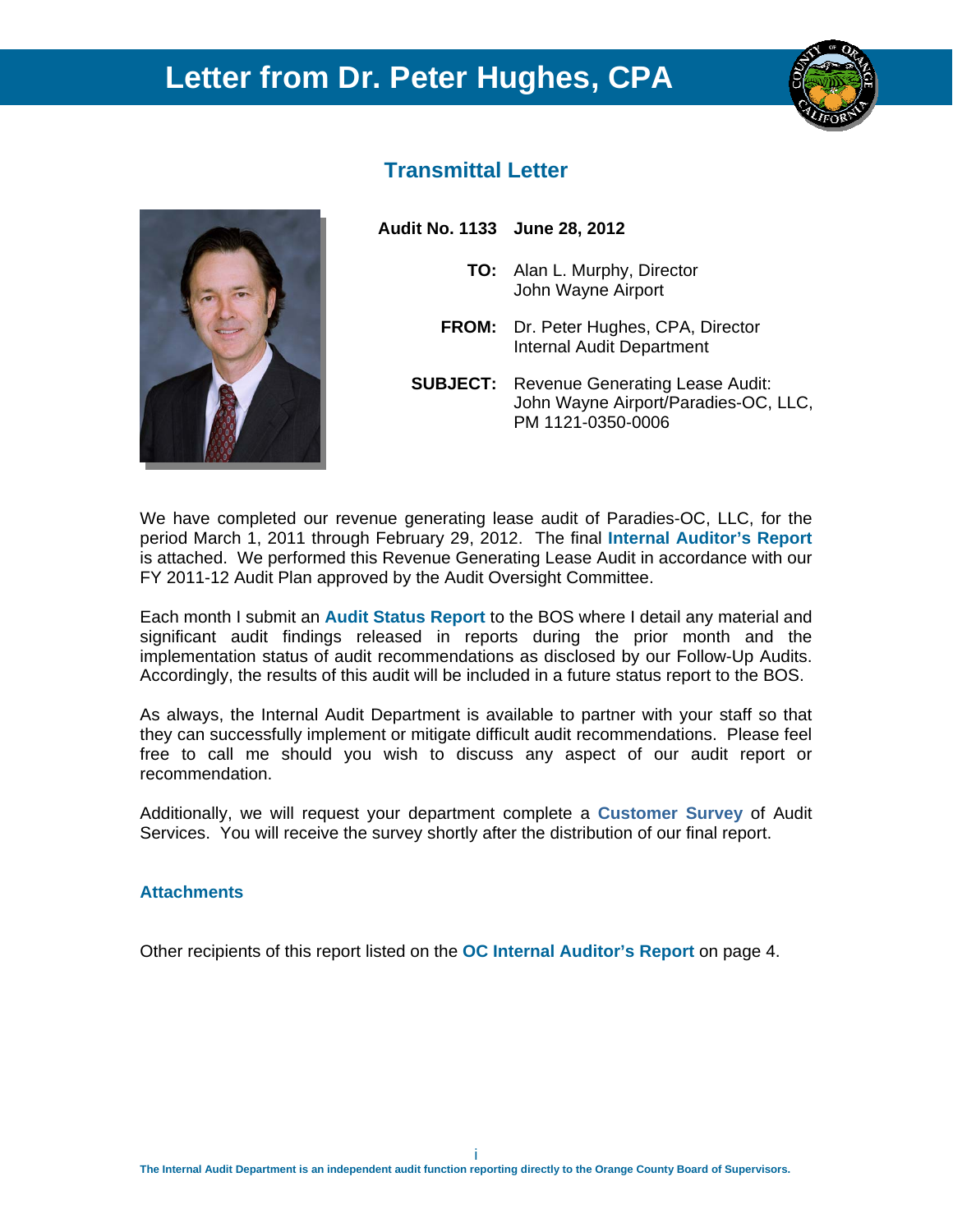# Letter from Dr. Peter Hughes, CPA

## Transmittal Letter

**Audit No. 1133 June 28, 2012**

**TO:** Alan L. Murphy, Director
John Wayne Airport

**FROM:** Dr. Peter Hughes, CPA, Director
Internal Audit Department

**SUBJECT:** Revenue Generating Lease Audit:
John Wayne Airport/Paradies-OC, LLC,
PM 1121-0350-0006

We have completed our revenue generating lease audit of Paradies-OC, LLC, for the period March 1, 2011 through February 29, 2012. The final **Internal Auditor's Report** is attached. We performed this Revenue Generating Lease Audit in accordance with our FY 2011-12 Audit Plan approved by the Audit Oversight Committee.

Each month I submit an **Audit Status Report** to the BOS where I detail any material and significant audit findings released in reports during the prior month and the implementation status of audit recommendations as disclosed by our Follow-Up Audits. Accordingly, the results of this audit will be included in a future status report to the BOS.

As always, the Internal Audit Department is available to partner with your staff so that they can successfully implement or mitigate difficult audit recommendations. Please feel free to call me should you wish to discuss any aspect of our audit report or recommendation.

Additionally, we will request your department complete a **Customer Survey** of Audit Services. You will receive the survey shortly after the distribution of our final report.

**Attachments**

Other recipients of this report listed on the **OC Internal Auditor's Report** on page 4.

The Internal Audit Department is an independent audit function reporting directly to the Orange County Board of Supervisors.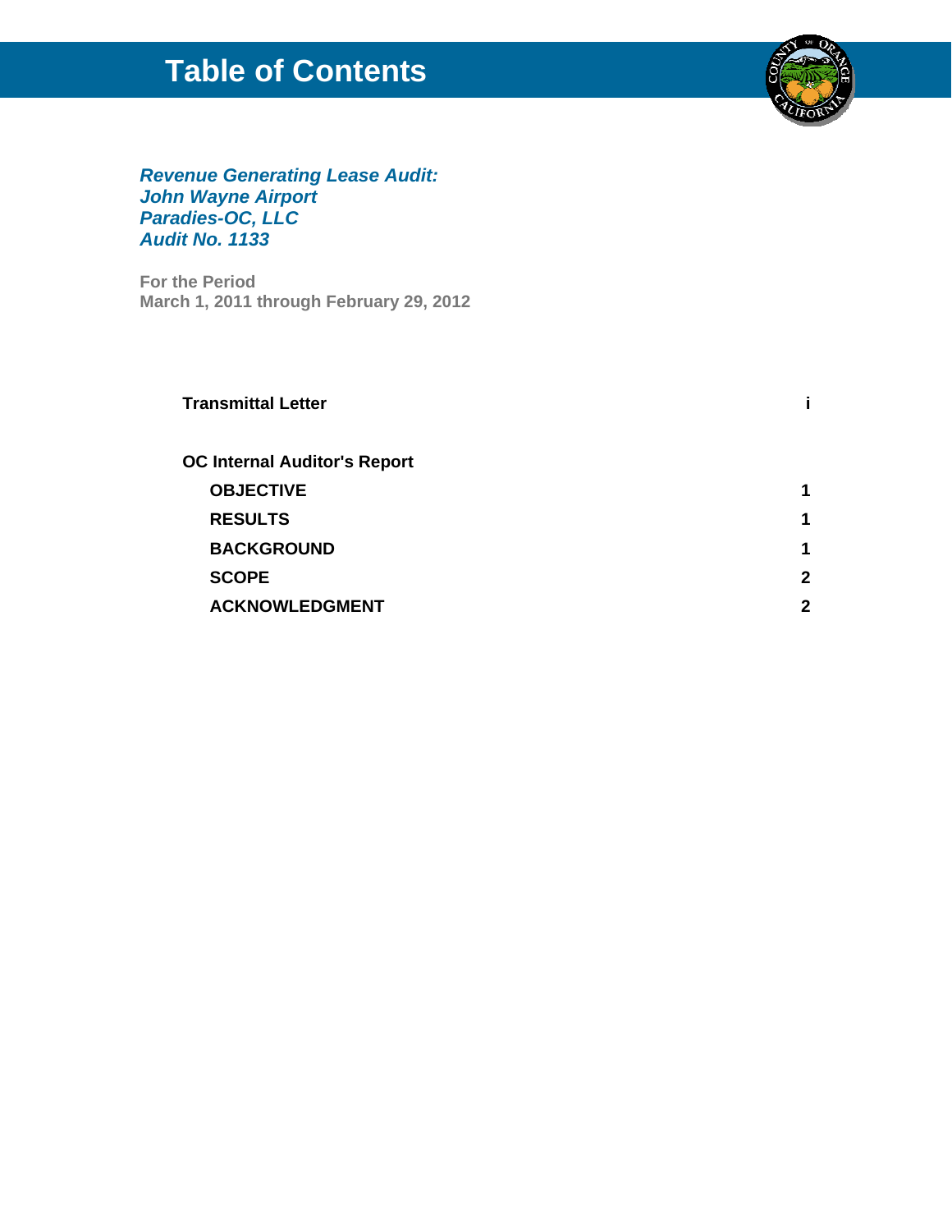# Table of Contents

***Revenue Generating Lease Audit:***
***John Wayne Airport***
***Paradies-OC, LLC***
***Audit No. 1133***

**For the Period**
**March 1, 2011 through February 29, 2012**

| | |
|---|---|
| **Transmittal Letter** | **i** |
| **OC Internal Auditor's Report** | |
| **OBJECTIVE** | **1** |
| **RESULTS** | **1** |
| **BACKGROUND** | **1** |
| **SCOPE** | **2** |
| **ACKNOWLEDGMENT** | **2** |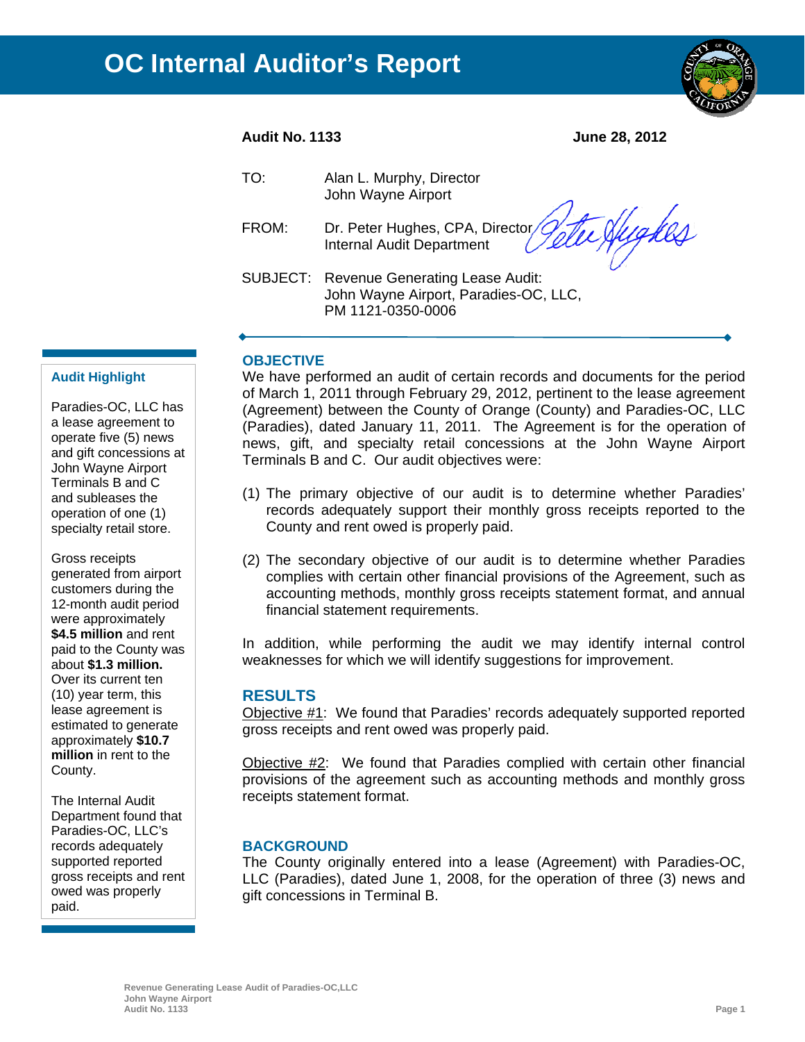# OC Internal Auditor's Report

**Audit No. 1133** **June 28, 2012**

TO: Alan L. Murphy, Director
John Wayne Airport

FROM: Dr. Peter Hughes, CPA, Director
Internal Audit Department

SUBJECT: Revenue Generating Lease Audit:
John Wayne Airport, Paradies-OC, LLC,
PM 1121-0350-0006

---

## OBJECTIVE

We have performed an audit of certain records and documents for the period of March 1, 2011 through February 29, 2012, pertinent to the lease agreement (Agreement) between the County of Orange (County) and Paradies-OC, LLC (Paradies), dated January 11, 2011. The Agreement is for the operation of news, gift, and specialty retail concessions at the John Wayne Airport Terminals B and C. Our audit objectives were:

(1) The primary objective of our audit is to determine whether Paradies' records adequately support their monthly gross receipts reported to the County and rent owed is properly paid.

(2) The secondary objective of our audit is to determine whether Paradies complies with certain other financial provisions of the Agreement, such as accounting methods, monthly gross receipts statement format, and annual financial statement requirements.

In addition, while performing the audit we may identify internal control weaknesses for which we will identify suggestions for improvement.

## RESULTS

Objective #1: We found that Paradies' records adequately supported reported gross receipts and rent owed was properly paid.

Objective #2: We found that Paradies complied with certain other financial provisions of the agreement such as accounting methods and monthly gross receipts statement format.

## BACKGROUND

The County originally entered into a lease (Agreement) with Paradies-OC, LLC (Paradies), dated June 1, 2008, for the operation of three (3) news and gift concessions in Terminal B.

### Audit Highlight

Paradies-OC, LLC has a lease agreement to operate five (5) news and gift concessions at John Wayne Airport Terminals B and C and subleases the operation of one (1) specialty retail store.

Gross receipts generated from airport customers during the 12-month audit period were approximately **$4.5 million** and rent paid to the County was about **$1.3 million.** Over its current ten (10) year term, this lease agreement is estimated to generate approximately **$10.7 million** in rent to the County.

The Internal Audit Department found that Paradies-OC, LLC's records adequately supported reported gross receipts and rent owed was properly paid.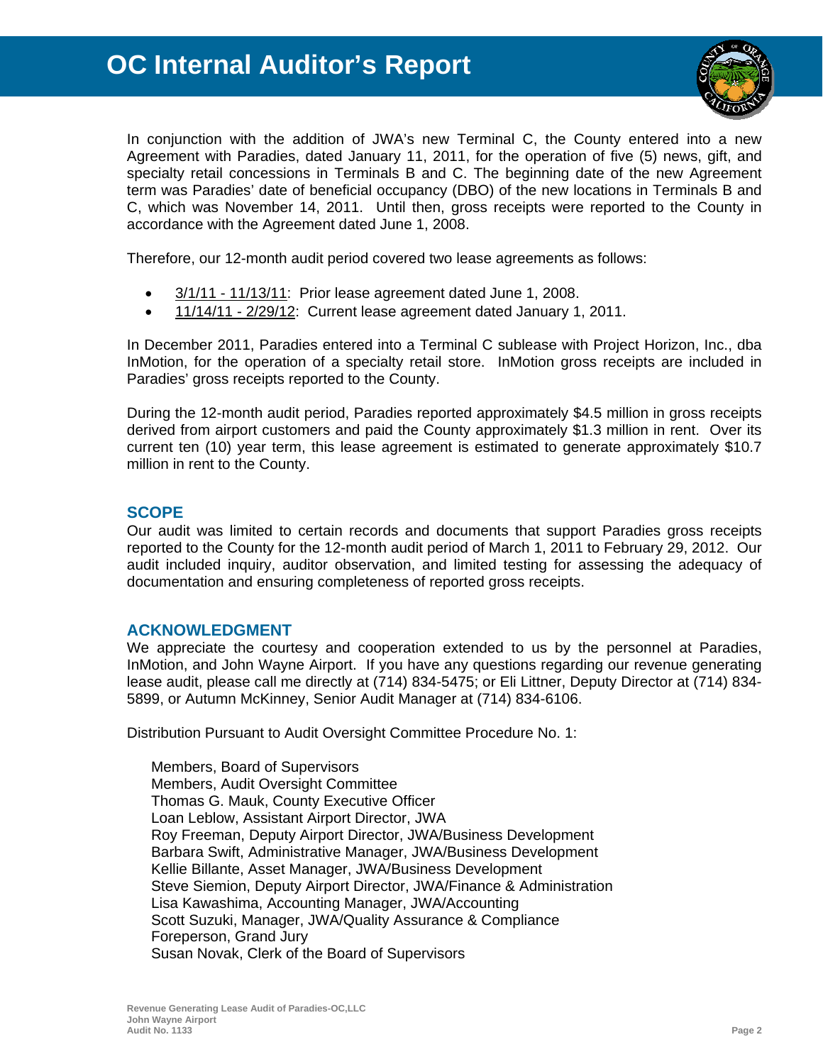# OC Internal Auditor's Report

In conjunction with the addition of JWA's new Terminal C, the County entered into a new Agreement with Paradies, dated January 11, 2011, for the operation of five (5) news, gift, and specialty retail concessions in Terminals B and C. The beginning date of the new Agreement term was Paradies' date of beneficial occupancy (DBO) of the new locations in Terminals B and C, which was November 14, 2011. Until then, gross receipts were reported to the County in accordance with the Agreement dated June 1, 2008.

Therefore, our 12-month audit period covered two lease agreements as follows:

- 3/1/11 - 11/13/11: Prior lease agreement dated June 1, 2008.
- 11/14/11 - 2/29/12: Current lease agreement dated January 1, 2011.

In December 2011, Paradies entered into a Terminal C sublease with Project Horizon, Inc., dba InMotion, for the operation of a specialty retail store. InMotion gross receipts are included in Paradies' gross receipts reported to the County.

During the 12-month audit period, Paradies reported approximately $4.5 million in gross receipts derived from airport customers and paid the County approximately $1.3 million in rent. Over its current ten (10) year term, this lease agreement is estimated to generate approximately $10.7 million in rent to the County.

## SCOPE

Our audit was limited to certain records and documents that support Paradies gross receipts reported to the County for the 12-month audit period of March 1, 2011 to February 29, 2012. Our audit included inquiry, auditor observation, and limited testing for assessing the adequacy of documentation and ensuring completeness of reported gross receipts.

## ACKNOWLEDGMENT

We appreciate the courtesy and cooperation extended to us by the personnel at Paradies, InMotion, and John Wayne Airport. If you have any questions regarding our revenue generating lease audit, please call me directly at (714) 834-5475; or Eli Littner, Deputy Director at (714) 834-5899, or Autumn McKinney, Senior Audit Manager at (714) 834-6106.

Distribution Pursuant to Audit Oversight Committee Procedure No. 1:

Members, Board of Supervisors
Members, Audit Oversight Committee
Thomas G. Mauk, County Executive Officer
Loan Leblow, Assistant Airport Director, JWA
Roy Freeman, Deputy Airport Director, JWA/Business Development
Barbara Swift, Administrative Manager, JWA/Business Development
Kellie Billante, Asset Manager, JWA/Business Development
Steve Siemion, Deputy Airport Director, JWA/Finance & Administration
Lisa Kawashima, Accounting Manager, JWA/Accounting
Scott Suzuki, Manager, JWA/Quality Assurance & Compliance
Foreperson, Grand Jury
Susan Novak, Clerk of the Board of Supervisors